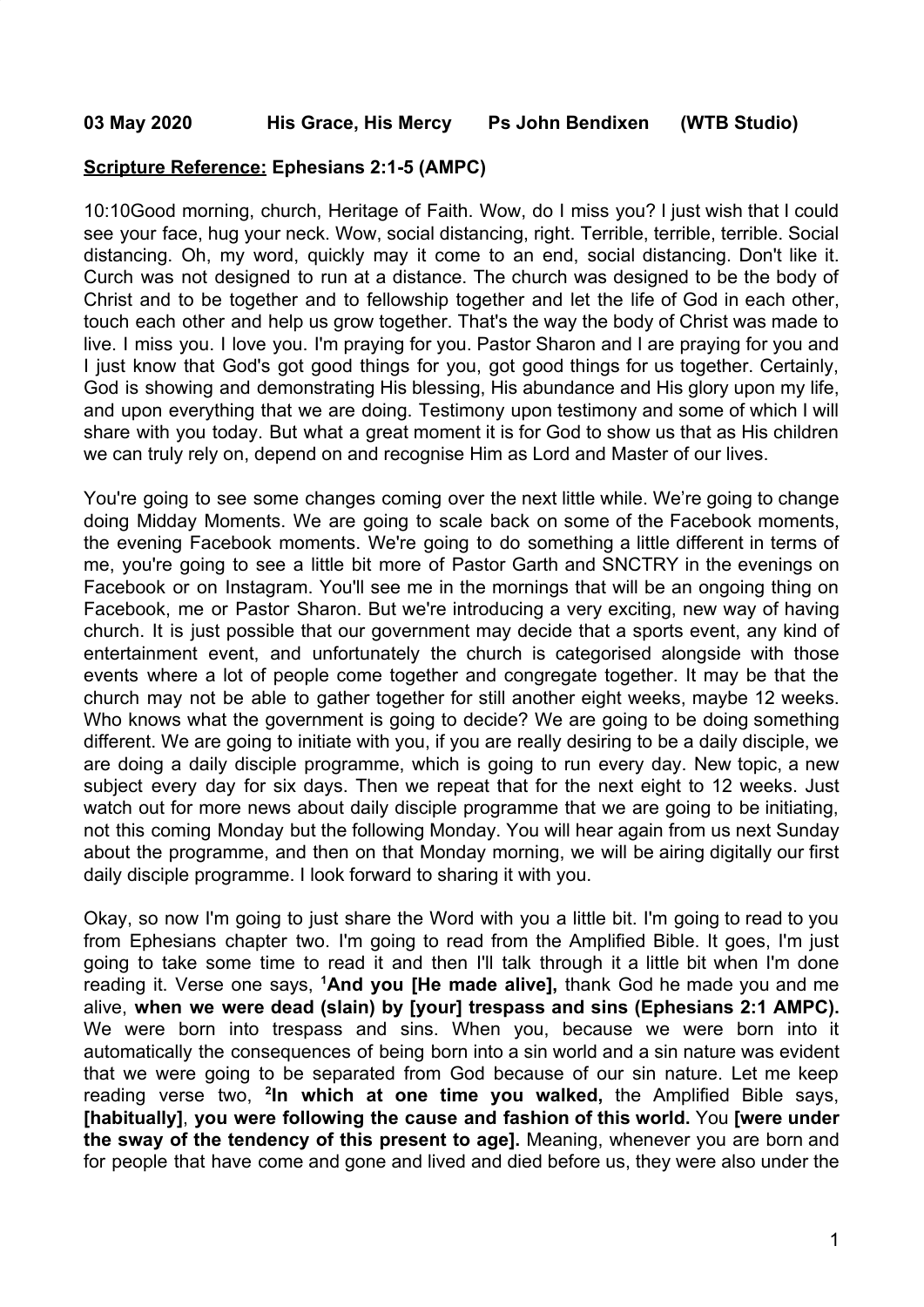**03 May 2020 His Grace, His Mercy Ps John Bendixen (WTB Studio)**

**Scripture Reference: Ephesians 2:1-5 (AMPC)**

10:10Good morning, church, Heritage of Faith. Wow, do I miss you? I just wish that I could see your face, hug your neck. Wow, social distancing, right. Terrible, terrible, terrible. Social distancing. Oh, my word, quickly may it come to an end, social distancing. Don't like it. Curch was not designed to run at a distance. The church was designed to be the body of Christ and to be together and to fellowship together and let the life of God in each other, touch each other and help us grow together. That's the way the body of Christ was made to live. I miss you. I love you. I'm praying for you. Pastor Sharon and I are praying for you and I just know that God's got good things for you, got good things for us together. Certainly, God is showing and demonstrating His blessing, His abundance and His glory upon my life, and upon everything that we are doing. Testimony upon testimony and some of which I will share with you today. But what a great moment it is for God to show us that as His children we can truly rely on, depend on and recognise Him as Lord and Master of our lives.

You're going to see some changes coming over the next little while. We're going to change doing Midday Moments. We are going to scale back on some of the Facebook moments, the evening Facebook moments. We're going to do something a little different in terms of me, you're going to see a little bit more of Pastor Garth and SNCTRY in the evenings on Facebook or on Instagram. You'll see me in the mornings that will be an ongoing thing on Facebook, me or Pastor Sharon. But we're introducing a very exciting, new way of having church. It is just possible that our government may decide that a sports event, any kind of entertainment event, and unfortunately the church is categorised alongside with those events where a lot of people come together and congregate together. It may be that the church may not be able to gather together for still another eight weeks, maybe 12 weeks. Who knows what the government is going to decide? We are going to be doing something different. We are going to initiate with you, if you are really desiring to be a daily disciple, we are doing a daily disciple programme, which is going to run every day. New topic, a new subject every day for six days. Then we repeat that for the next eight to 12 weeks. Just watch out for more news about daily disciple programme that we are going to be initiating, not this coming Monday but the following Monday. You will hear again from us next Sunday about the programme, and then on that Monday morning, we will be airing digitally our first daily disciple programme. I look forward to sharing it with you.

Okay, so now I'm going to just share the Word with you a little bit. I'm going to read to you from Ephesians chapter two. I'm going to read from the Amplified Bible. It goes, I'm just going to take some time to read it and then I'll talk through it a little bit when I'm done reading it. Verse one says, [1]**And you [He made alive],** thank God he made you and me alive, **when we were dead (slain) by [your] trespass and sins (Ephesians 2:1 AMPC).** We were born into trespass and sins. When you, because we were born into it automatically the consequences of being born into a sin world and a sin nature was evident that we were going to be separated from God because of our sin nature. Let me keep reading verse two, [2]**In which at one time you walked,** the Amplified Bible says, **[habitually]**, **you were following the cause and fashion of this world.** You **[were under the sway of the tendency of this present to age].** Meaning, whenever you are born and for people that have come and gone and lived and died before us, they were also under the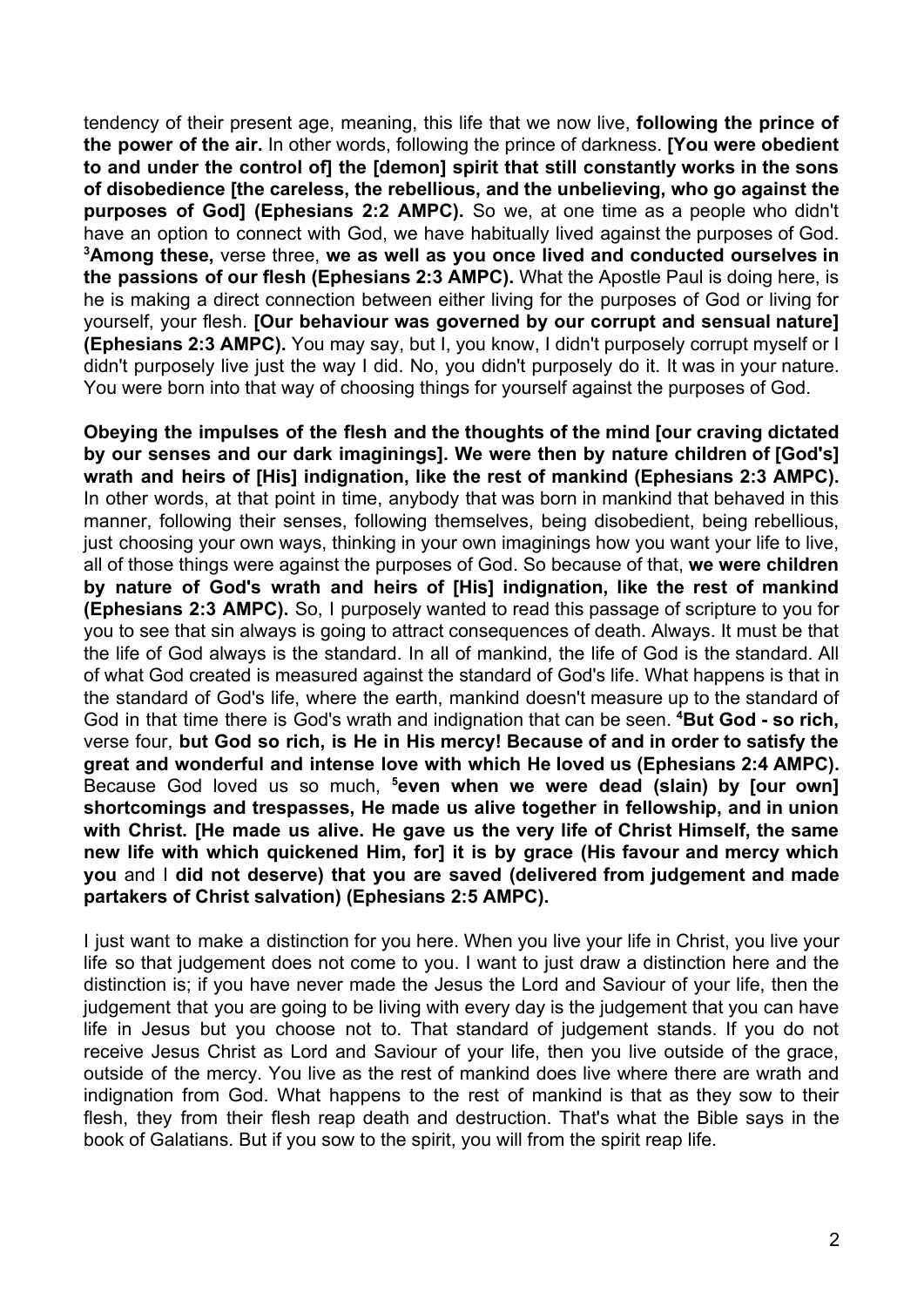tendency of their present age, meaning, this life that we now live, **following the prince of the power of the air.** In other words, following the prince of darkness. **[You were obedient to and under the control of] the [demon] spirit that still constantly works in the sons of disobedience [the careless, the rebellious, and the unbelieving, who go against the purposes of God] (Ephesians 2:2 AMPC).** So we, at one time as a people who didn't have an option to connect with God, we have habitually lived against the purposes of God. [3]**Among these,** verse three, **we as well as you once lived and conducted ourselves in the passions of our flesh (Ephesians 2:3 AMPC).** What the Apostle Paul is doing here, is he is making a direct connection between either living for the purposes of God or living for yourself, your flesh. **[Our behaviour was governed by our corrupt and sensual nature] (Ephesians 2:3 AMPC).** You may say, but I, you know, I didn't purposely corrupt myself or I didn't purposely live just the way I did. No, you didn't purposely do it. It was in your nature. You were born into that way of choosing things for yourself against the purposes of God.

**Obeying the impulses of the flesh and the thoughts of the mind [our craving dictated by our senses and our dark imaginings]. We were then by nature children of [God's] wrath and heirs of [His] indignation, like the rest of mankind (Ephesians 2:3 AMPC).** In other words, at that point in time, anybody that was born in mankind that behaved in this manner, following their senses, following themselves, being disobedient, being rebellious, just choosing your own ways, thinking in your own imaginings how you want your life to live, all of those things were against the purposes of God. So because of that, **we were children by nature of God's wrath and heirs of [His] indignation, like the rest of mankind (Ephesians 2:3 AMPC).** So, I purposely wanted to read this passage of scripture to you for you to see that sin always is going to attract consequences of death. Always. It must be that the life of God always is the standard. In all of mankind, the life of God is the standard. All of what God created is measured against the standard of God's life. What happens is that in the standard of God's life, where the earth, mankind doesn't measure up to the standard of God in that time there is God's wrath and indignation that can be seen. [4]**But God - so rich,** verse four, **but God so rich, is He in His mercy! Because of and in order to satisfy the great and wonderful and intense love with which He loved us (Ephesians 2:4 AMPC).** Because God loved us so much, [5]**even when we were dead (slain) by [our own] shortcomings and trespasses, He made us alive together in fellowship, and in union with Christ. [He made us alive. He gave us the very life of Christ Himself, the same new life with which quickened Him, for] it is by grace (His favour and mercy which you** and I **did not deserve) that you are saved (delivered from judgement and made partakers of Christ salvation) (Ephesians 2:5 AMPC).**

I just want to make a distinction for you here. When you live your life in Christ, you live your life so that judgement does not come to you. I want to just draw a distinction here and the distinction is; if you have never made the Jesus the Lord and Saviour of your life, then the judgement that you are going to be living with every day is the judgement that you can have life in Jesus but you choose not to. That standard of judgement stands. If you do not receive Jesus Christ as Lord and Saviour of your life, then you live outside of the grace, outside of the mercy. You live as the rest of mankind does live where there are wrath and indignation from God. What happens to the rest of mankind is that as they sow to their flesh, they from their flesh reap death and destruction. That's what the Bible says in the book of Galatians. But if you sow to the spirit, you will from the spirit reap life.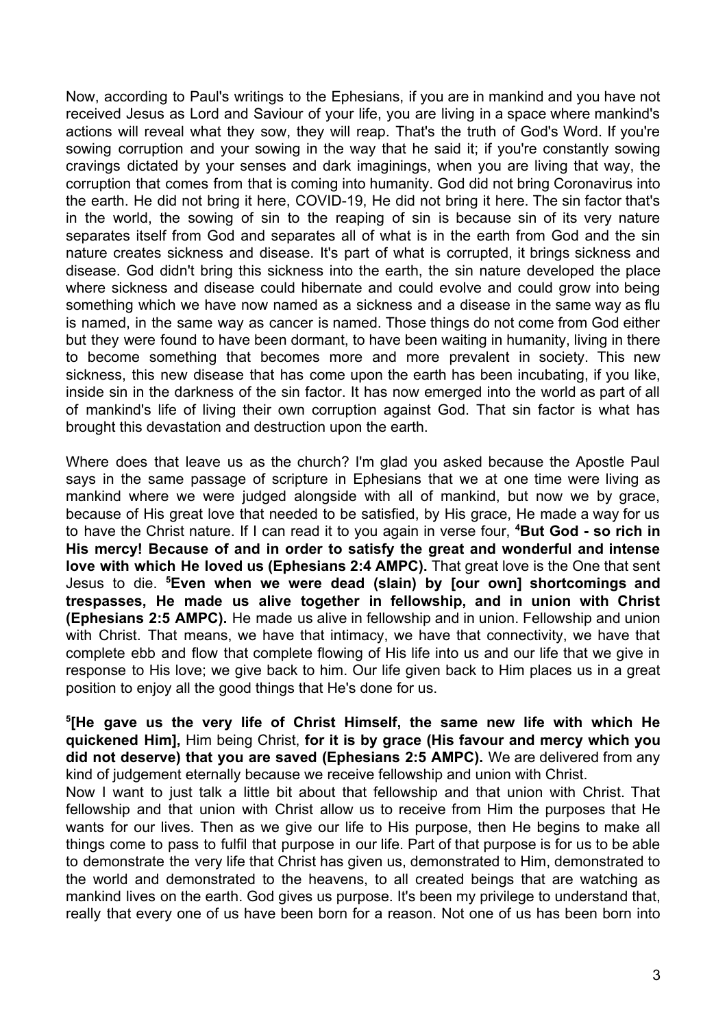Now, according to Paul's writings to the Ephesians, if you are in mankind and you have not received Jesus as Lord and Saviour of your life, you are living in a space where mankind's actions will reveal what they sow, they will reap. That's the truth of God's Word. If you're sowing corruption and your sowing in the way that he said it; if you're constantly sowing cravings dictated by your senses and dark imaginings, when you are living that way, the corruption that comes from that is coming into humanity. God did not bring Coronavirus into the earth. He did not bring it here, COVID-19, He did not bring it here. The sin factor that's in the world, the sowing of sin to the reaping of sin is because sin of its very nature separates itself from God and separates all of what is in the earth from God and the sin nature creates sickness and disease. It's part of what is corrupted, it brings sickness and disease. God didn't bring this sickness into the earth, the sin nature developed the place where sickness and disease could hibernate and could evolve and could grow into being something which we have now named as a sickness and a disease in the same way as flu is named, in the same way as cancer is named. Those things do not come from God either but they were found to have been dormant, to have been waiting in humanity, living in there to become something that becomes more and more prevalent in society. This new sickness, this new disease that has come upon the earth has been incubating, if you like, inside sin in the darkness of the sin factor. It has now emerged into the world as part of all of mankind's life of living their own corruption against God. That sin factor is what has brought this devastation and destruction upon the earth.

Where does that leave us as the church? I'm glad you asked because the Apostle Paul says in the same passage of scripture in Ephesians that we at one time were living as mankind where we were judged alongside with all of mankind, but now we by grace, because of His great love that needed to be satisfied, by His grace, He made a way for us to have the Christ nature. If I can read it to you again in verse four, **[4]But God - so rich in His mercy! Because of and in order to satisfy the great and wonderful and intense love with which He loved us (Ephesians 2:4 AMPC).** That great love is the One that sent Jesus to die. **[5]Even when we were dead (slain) by [our own] shortcomings and trespasses, He made us alive together in fellowship, and in union with Christ (Ephesians 2:5 AMPC).** He made us alive in fellowship and in union. Fellowship and union with Christ. That means, we have that intimacy, we have that connectivity, we have that complete ebb and flow that complete flowing of His life into us and our life that we give in response to His love; we give back to him. Our life given back to Him places us in a great position to enjoy all the good things that He's done for us.

**[5][He gave us the very life of Christ Himself, the same new life with which He quickened Him],** Him being Christ, **for it is by grace (His favour and mercy which you did not deserve) that you are saved (Ephesians 2:5 AMPC).** We are delivered from any kind of judgement eternally because we receive fellowship and union with Christ.

Now I want to just talk a little bit about that fellowship and that union with Christ. That fellowship and that union with Christ allow us to receive from Him the purposes that He wants for our lives. Then as we give our life to His purpose, then He begins to make all things come to pass to fulfil that purpose in our life. Part of that purpose is for us to be able to demonstrate the very life that Christ has given us, demonstrated to Him, demonstrated to the world and demonstrated to the heavens, to all created beings that are watching as mankind lives on the earth. God gives us purpose. It's been my privilege to understand that, really that every one of us have been born for a reason. Not one of us has been born into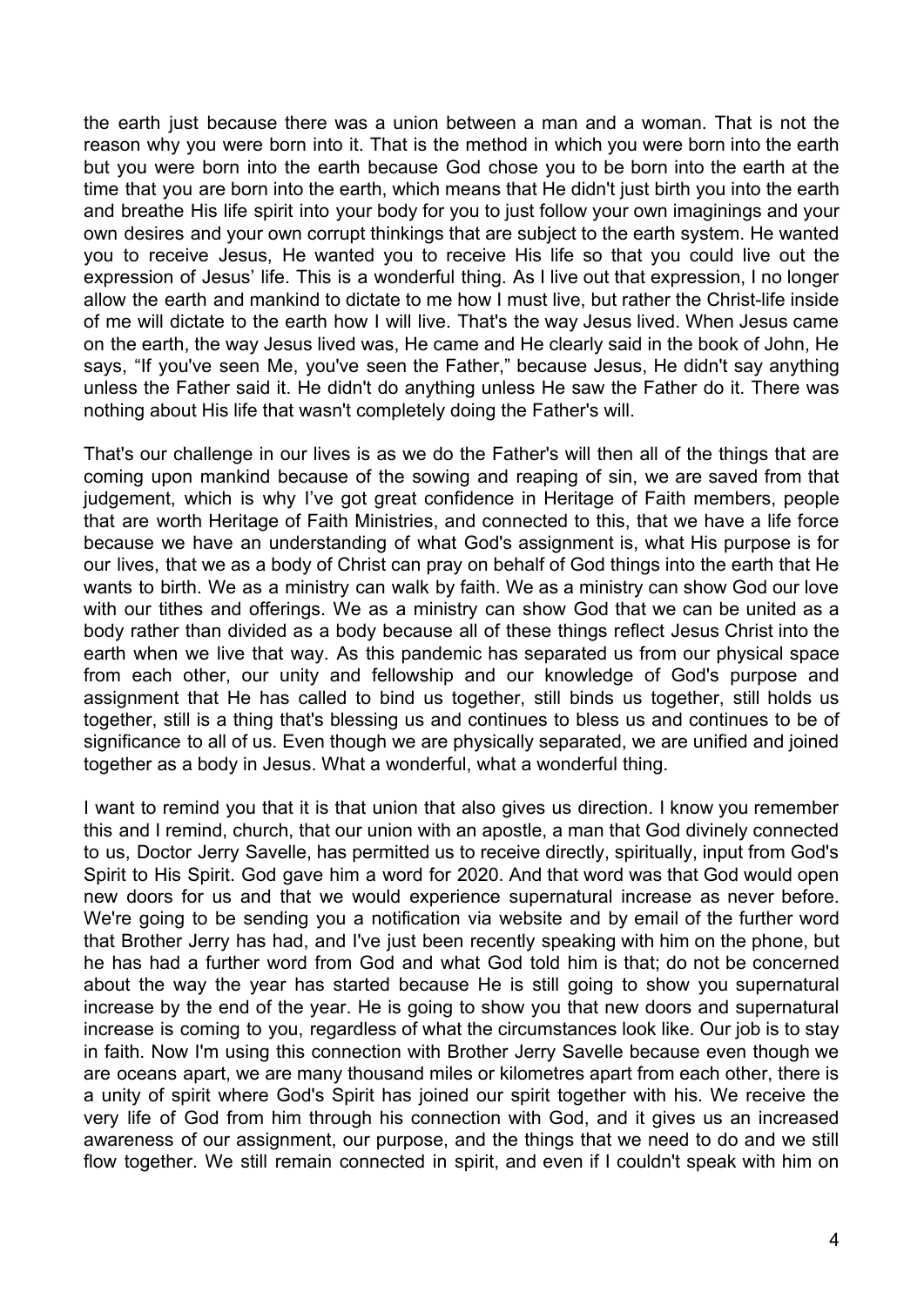the earth just because there was a union between a man and a woman. That is not the reason why you were born into it. That is the method in which you were born into the earth but you were born into the earth because God chose you to be born into the earth at the time that you are born into the earth, which means that He didn't just birth you into the earth and breathe His life spirit into your body for you to just follow your own imaginings and your own desires and your own corrupt thinkings that are subject to the earth system. He wanted you to receive Jesus, He wanted you to receive His life so that you could live out the expression of Jesus' life. This is a wonderful thing. As I live out that expression, I no longer allow the earth and mankind to dictate to me how I must live, but rather the Christ-life inside of me will dictate to the earth how I will live. That's the way Jesus lived. When Jesus came on the earth, the way Jesus lived was, He came and He clearly said in the book of John, He says, "If you've seen Me, you've seen the Father," because Jesus, He didn't say anything unless the Father said it. He didn't do anything unless He saw the Father do it. There was nothing about His life that wasn't completely doing the Father's will.

That's our challenge in our lives is as we do the Father's will then all of the things that are coming upon mankind because of the sowing and reaping of sin, we are saved from that judgement, which is why I've got great confidence in Heritage of Faith members, people that are worth Heritage of Faith Ministries, and connected to this, that we have a life force because we have an understanding of what God's assignment is, what His purpose is for our lives, that we as a body of Christ can pray on behalf of God things into the earth that He wants to birth. We as a ministry can walk by faith. We as a ministry can show God our love with our tithes and offerings. We as a ministry can show God that we can be united as a body rather than divided as a body because all of these things reflect Jesus Christ into the earth when we live that way. As this pandemic has separated us from our physical space from each other, our unity and fellowship and our knowledge of God's purpose and assignment that He has called to bind us together, still binds us together, still holds us together, still is a thing that's blessing us and continues to bless us and continues to be of significance to all of us. Even though we are physically separated, we are unified and joined together as a body in Jesus. What a wonderful, what a wonderful thing.

I want to remind you that it is that union that also gives us direction. I know you remember this and I remind, church, that our union with an apostle, a man that God divinely connected to us, Doctor Jerry Savelle, has permitted us to receive directly, spiritually, input from God's Spirit to His Spirit. God gave him a word for 2020. And that word was that God would open new doors for us and that we would experience supernatural increase as never before. We're going to be sending you a notification via website and by email of the further word that Brother Jerry has had, and I've just been recently speaking with him on the phone, but he has had a further word from God and what God told him is that; do not be concerned about the way the year has started because He is still going to show you supernatural increase by the end of the year. He is going to show you that new doors and supernatural increase is coming to you, regardless of what the circumstances look like. Our job is to stay in faith. Now I'm using this connection with Brother Jerry Savelle because even though we are oceans apart, we are many thousand miles or kilometres apart from each other, there is a unity of spirit where God's Spirit has joined our spirit together with his. We receive the very life of God from him through his connection with God, and it gives us an increased awareness of our assignment, our purpose, and the things that we need to do and we still flow together. We still remain connected in spirit, and even if I couldn't speak with him on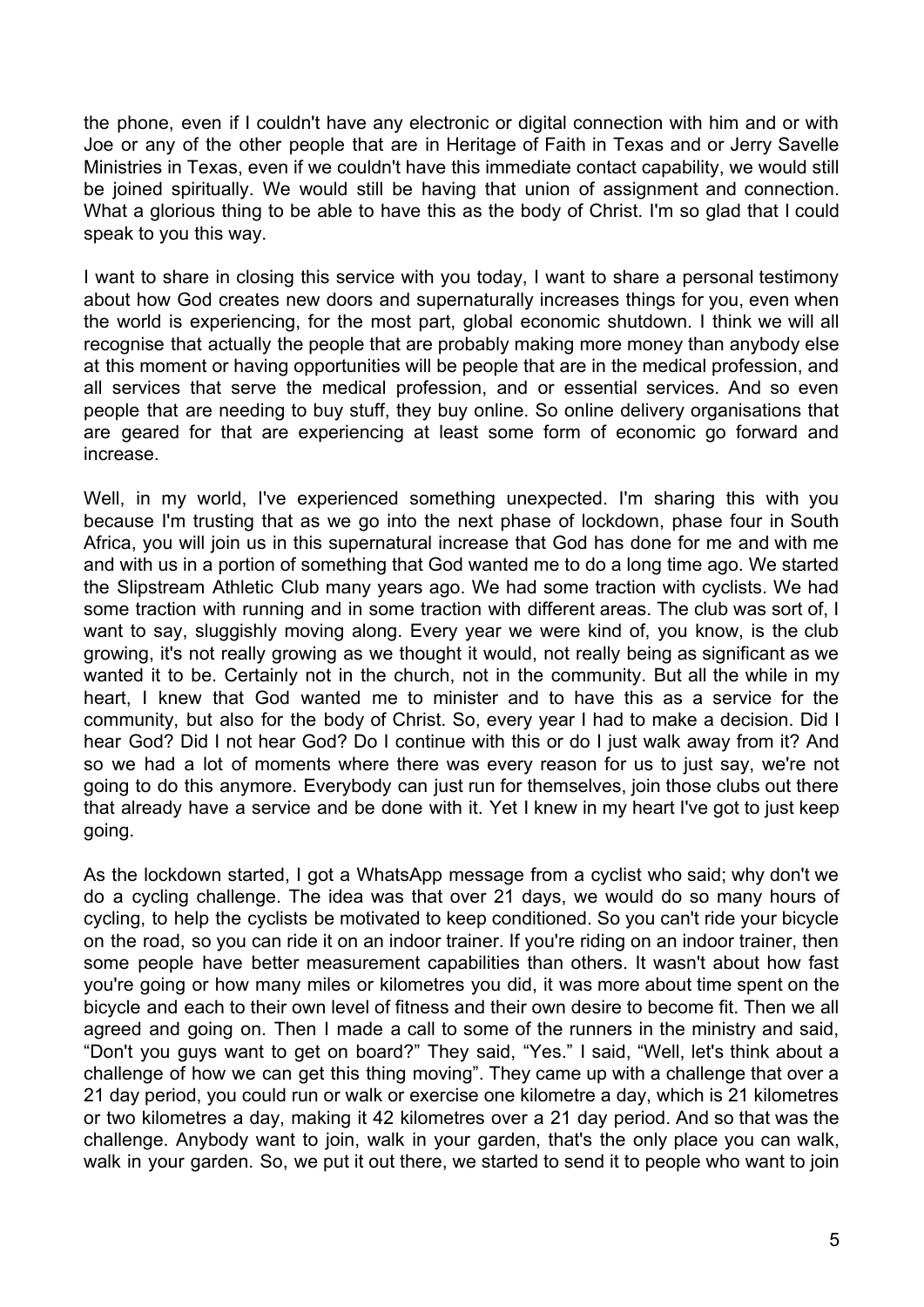the phone, even if I couldn't have any electronic or digital connection with him and or with Joe or any of the other people that are in Heritage of Faith in Texas and or Jerry Savelle Ministries in Texas, even if we couldn't have this immediate contact capability, we would still be joined spiritually. We would still be having that union of assignment and connection. What a glorious thing to be able to have this as the body of Christ. I'm so glad that I could speak to you this way.

I want to share in closing this service with you today, I want to share a personal testimony about how God creates new doors and supernaturally increases things for you, even when the world is experiencing, for the most part, global economic shutdown. I think we will all recognise that actually the people that are probably making more money than anybody else at this moment or having opportunities will be people that are in the medical profession, and all services that serve the medical profession, and or essential services. And so even people that are needing to buy stuff, they buy online. So online delivery organisations that are geared for that are experiencing at least some form of economic go forward and increase.

Well, in my world, I've experienced something unexpected. I'm sharing this with you because I'm trusting that as we go into the next phase of lockdown, phase four in South Africa, you will join us in this supernatural increase that God has done for me and with me and with us in a portion of something that God wanted me to do a long time ago. We started the Slipstream Athletic Club many years ago. We had some traction with cyclists. We had some traction with running and in some traction with different areas. The club was sort of, I want to say, sluggishly moving along. Every year we were kind of, you know, is the club growing, it's not really growing as we thought it would, not really being as significant as we wanted it to be. Certainly not in the church, not in the community. But all the while in my heart, I knew that God wanted me to minister and to have this as a service for the community, but also for the body of Christ. So, every year I had to make a decision. Did I hear God? Did I not hear God? Do I continue with this or do I just walk away from it? And so we had a lot of moments where there was every reason for us to just say, we're not going to do this anymore. Everybody can just run for themselves, join those clubs out there that already have a service and be done with it. Yet I knew in my heart I've got to just keep going.

As the lockdown started, I got a WhatsApp message from a cyclist who said; why don't we do a cycling challenge. The idea was that over 21 days, we would do so many hours of cycling, to help the cyclists be motivated to keep conditioned. So you can't ride your bicycle on the road, so you can ride it on an indoor trainer. If you're riding on an indoor trainer, then some people have better measurement capabilities than others. It wasn't about how fast you're going or how many miles or kilometres you did, it was more about time spent on the bicycle and each to their own level of fitness and their own desire to become fit. Then we all agreed and going on. Then I made a call to some of the runners in the ministry and said, "Don't you guys want to get on board?" They said, "Yes." I said, "Well, let's think about a challenge of how we can get this thing moving". They came up with a challenge that over a 21 day period, you could run or walk or exercise one kilometre a day, which is 21 kilometres or two kilometres a day, making it 42 kilometres over a 21 day period. And so that was the challenge. Anybody want to join, walk in your garden, that's the only place you can walk, walk in your garden. So, we put it out there, we started to send it to people who want to join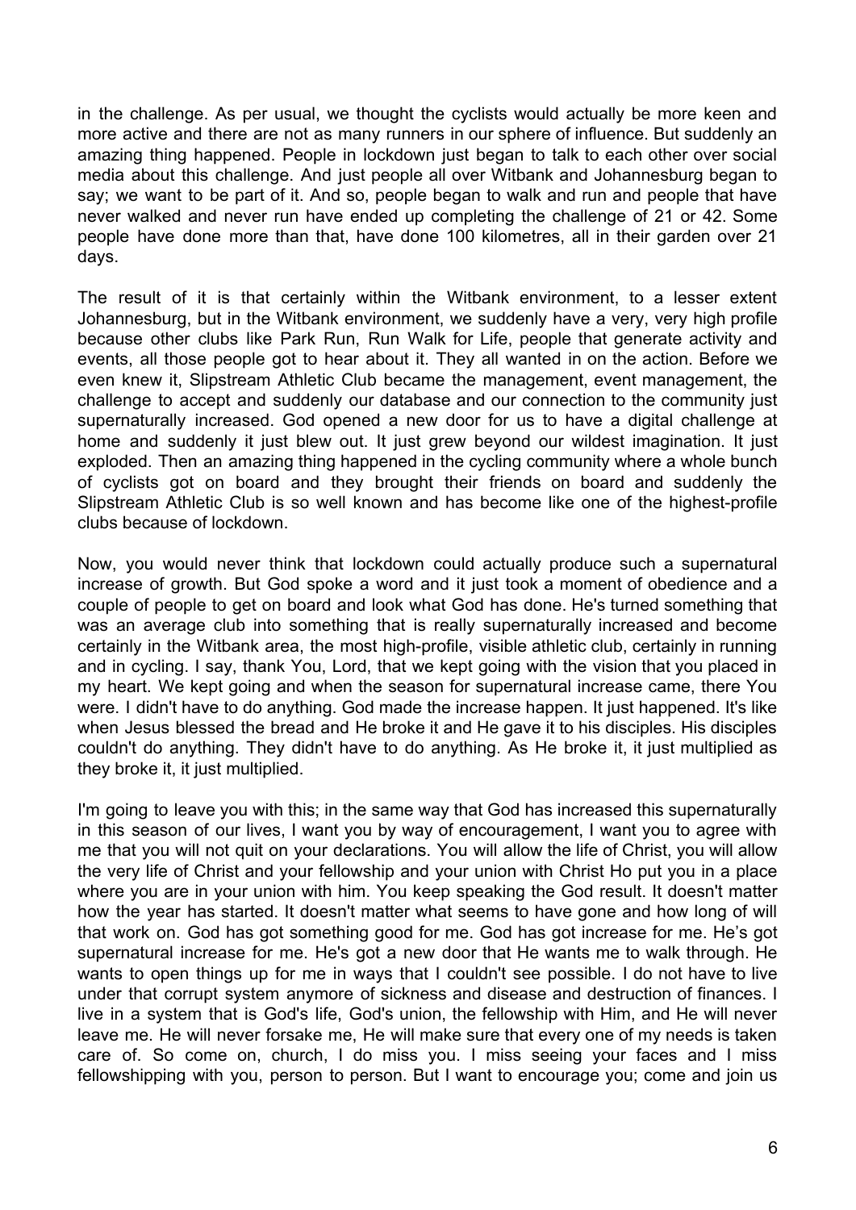in the challenge. As per usual, we thought the cyclists would actually be more keen and more active and there are not as many runners in our sphere of influence. But suddenly an amazing thing happened. People in lockdown just began to talk to each other over social media about this challenge. And just people all over Witbank and Johannesburg began to say; we want to be part of it. And so, people began to walk and run and people that have never walked and never run have ended up completing the challenge of 21 or 42. Some people have done more than that, have done 100 kilometres, all in their garden over 21 days.

The result of it is that certainly within the Witbank environment, to a lesser extent Johannesburg, but in the Witbank environment, we suddenly have a very, very high profile because other clubs like Park Run, Run Walk for Life, people that generate activity and events, all those people got to hear about it. They all wanted in on the action. Before we even knew it, Slipstream Athletic Club became the management, event management, the challenge to accept and suddenly our database and our connection to the community just supernaturally increased. God opened a new door for us to have a digital challenge at home and suddenly it just blew out. It just grew beyond our wildest imagination. It just exploded. Then an amazing thing happened in the cycling community where a whole bunch of cyclists got on board and they brought their friends on board and suddenly the Slipstream Athletic Club is so well known and has become like one of the highest-profile clubs because of lockdown.

Now, you would never think that lockdown could actually produce such a supernatural increase of growth. But God spoke a word and it just took a moment of obedience and a couple of people to get on board and look what God has done. He's turned something that was an average club into something that is really supernaturally increased and become certainly in the Witbank area, the most high-profile, visible athletic club, certainly in running and in cycling. I say, thank You, Lord, that we kept going with the vision that you placed in my heart. We kept going and when the season for supernatural increase came, there You were. I didn't have to do anything. God made the increase happen. It just happened. It's like when Jesus blessed the bread and He broke it and He gave it to his disciples. His disciples couldn't do anything. They didn't have to do anything. As He broke it, it just multiplied as they broke it, it just multiplied.

I'm going to leave you with this; in the same way that God has increased this supernaturally in this season of our lives, I want you by way of encouragement, I want you to agree with me that you will not quit on your declarations. You will allow the life of Christ, you will allow the very life of Christ and your fellowship and your union with Christ Ho put you in a place where you are in your union with him. You keep speaking the God result. It doesn't matter how the year has started. It doesn't matter what seems to have gone and how long of will that work on. God has got something good for me. God has got increase for me. He's got supernatural increase for me. He's got a new door that He wants me to walk through. He wants to open things up for me in ways that I couldn't see possible. I do not have to live under that corrupt system anymore of sickness and disease and destruction of finances. I live in a system that is God's life, God's union, the fellowship with Him, and He will never leave me. He will never forsake me, He will make sure that every one of my needs is taken care of. So come on, church, I do miss you. I miss seeing your faces and I miss fellowshipping with you, person to person. But I want to encourage you; come and join us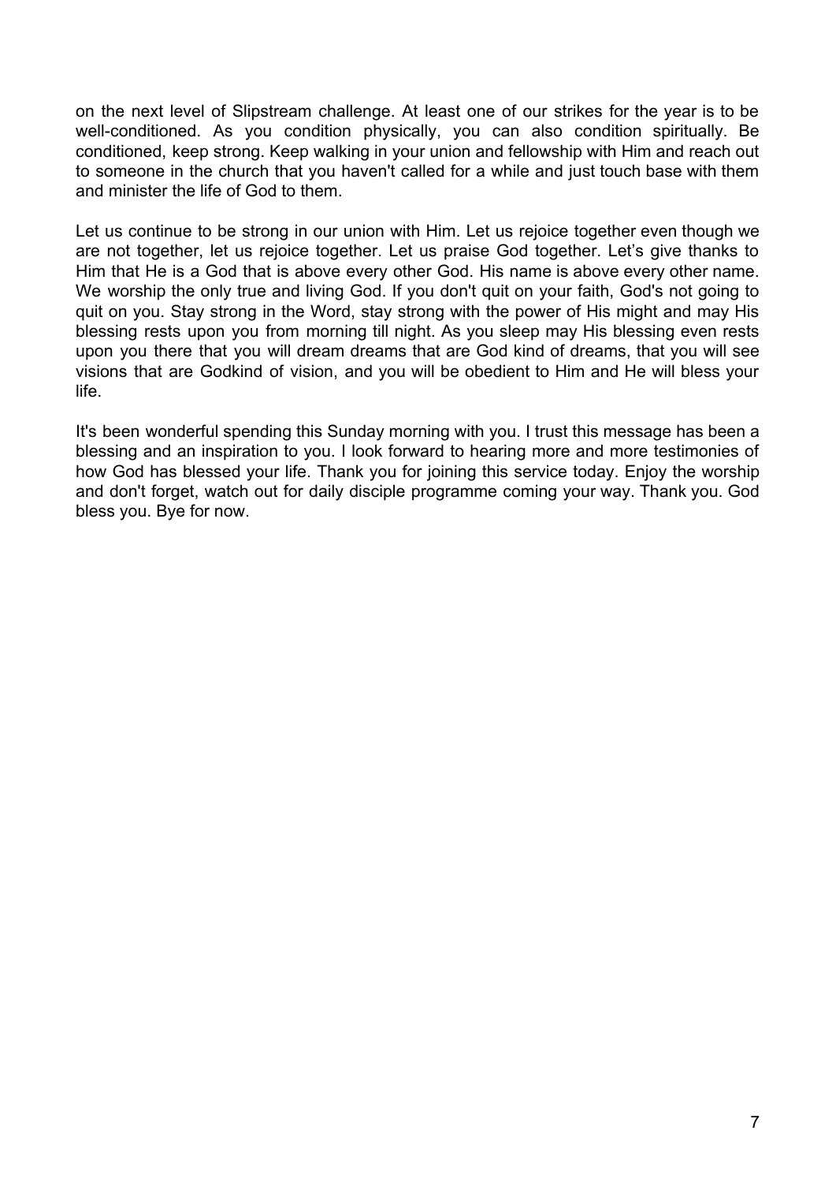on the next level of Slipstream challenge. At least one of our strikes for the year is to be well-conditioned. As you condition physically, you can also condition spiritually. Be conditioned, keep strong. Keep walking in your union and fellowship with Him and reach out to someone in the church that you haven't called for a while and just touch base with them and minister the life of God to them.

Let us continue to be strong in our union with Him. Let us rejoice together even though we are not together, let us rejoice together. Let us praise God together. Let's give thanks to Him that He is a God that is above every other God. His name is above every other name. We worship the only true and living God. If you don't quit on your faith, God's not going to quit on you. Stay strong in the Word, stay strong with the power of His might and may His blessing rests upon you from morning till night. As you sleep may His blessing even rests upon you there that you will dream dreams that are God kind of dreams, that you will see visions that are Godkind of vision, and you will be obedient to Him and He will bless your life.

It's been wonderful spending this Sunday morning with you. I trust this message has been a blessing and an inspiration to you. I look forward to hearing more and more testimonies of how God has blessed your life. Thank you for joining this service today. Enjoy the worship and don't forget, watch out for daily disciple programme coming your way. Thank you. God bless you. Bye for now.